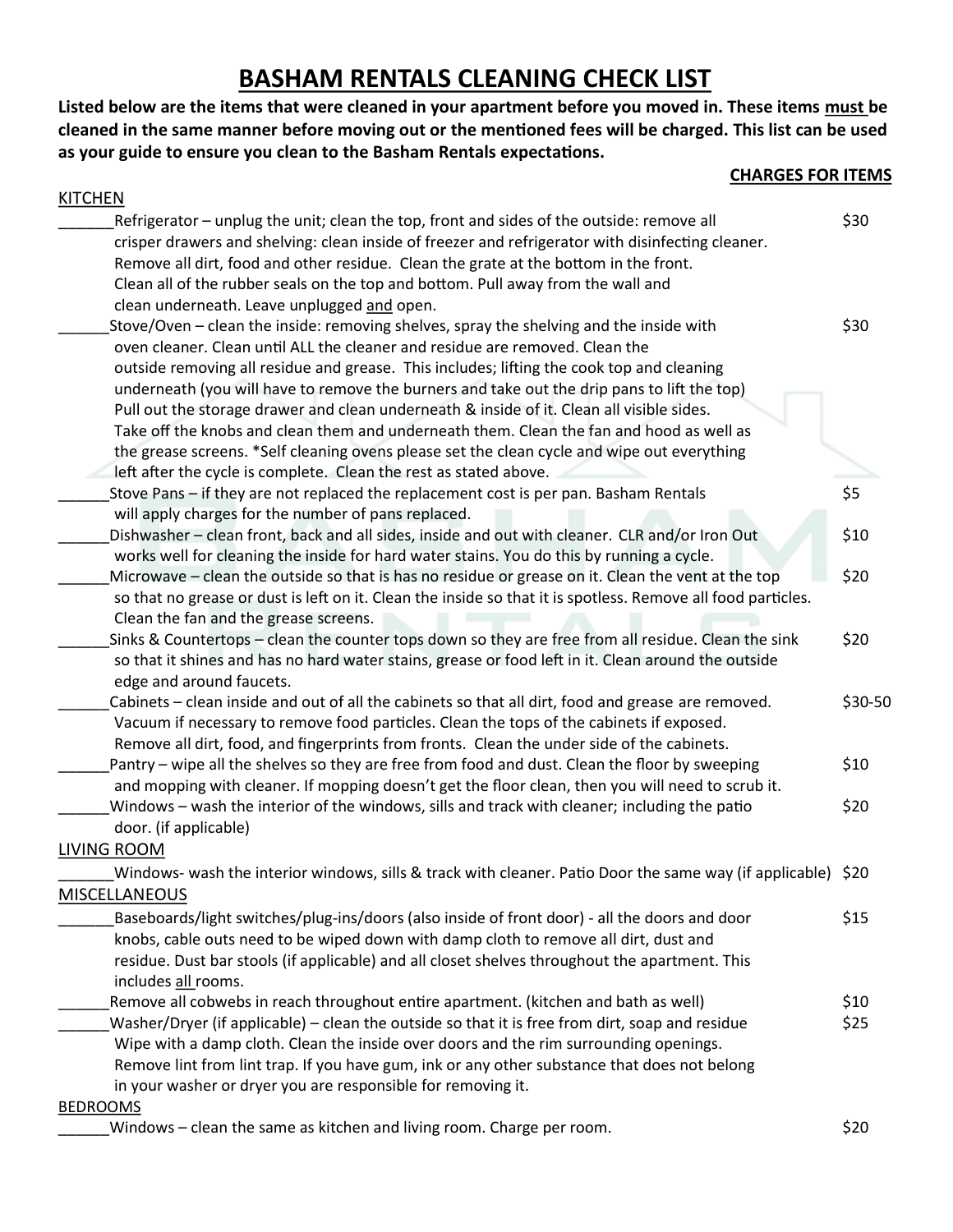# BASHAM RENTALS CLEANING CHECK LIST

**Listed below are the items that were cleaned in your apartment before you moved in. These items <u>must</u> be cleaned in the same manner before moving out or the mentioned fees will be charged. This list can be used as your guide to ensure you clean to the Basham Rentals expectations.**

**<u>CHARGES FOR ITEMS</u>**

<u>KITCHEN</u>

______Refrigerator – unplug the unit; clean the top, front and sides of the outside: remove all crisper drawers and shelving: clean inside of freezer and refrigerator with disinfecting cleaner. Remove all dirt, food and other residue. Clean the grate at the bottom in the front. Clean all of the rubber seals on the top and bottom. Pull away from the wall and clean underneath. Leave unplugged <u>and</u> open. — $30

______Stove/Oven – clean the inside: removing shelves, spray the shelving and the inside with oven cleaner. Clean until ALL the cleaner and residue are removed. Clean the outside removing all residue and grease. This includes; lifting the cook top and cleaning underneath (you will have to remove the burners and take out the drip pans to lift the top) Pull out the storage drawer and clean underneath & inside of it. Clean all visible sides. Take off the knobs and clean them and underneath them. Clean the fan and hood as well as the grease screens. *Self cleaning ovens please set the clean cycle and wipe out everything left after the cycle is complete. Clean the rest as stated above. — $30

______Stove Pans – if they are not replaced the replacement cost is per pan. Basham Rentals will apply charges for the number of pans replaced. — $5

______Dishwasher – clean front, back and all sides, inside and out with cleaner. CLR and/or Iron Out works well for cleaning the inside for hard water stains. You do this by running a cycle. — $10

______Microwave – clean the outside so that is has no residue or grease on it. Clean the vent at the top so that no grease or dust is left on it. Clean the inside so that it is spotless. Remove all food particles. Clean the fan and the grease screens. — $20

______Sinks & Countertops – clean the counter tops down so they are free from all residue. Clean the sink so that it shines and has no hard water stains, grease or food left in it. Clean around the outside edge and around faucets. — $20

______Cabinets – clean inside and out of all the cabinets so that all dirt, food and grease are removed. Vacuum if necessary to remove food particles. Clean the tops of the cabinets if exposed. Remove all dirt, food, and fingerprints from fronts. Clean the under side of the cabinets. — $30-50

______Pantry – wipe all the shelves so they are free from food and dust. Clean the floor by sweeping and mopping with cleaner. If mopping doesn't get the floor clean, then you will need to scrub it. — $10

______Windows – wash the interior of the windows, sills and track with cleaner; including the patio door. (if applicable) — $20

<u>LIVING ROOM</u>

______Windows- wash the interior windows, sills & track with cleaner. Patio Door the same way (if applicable) — $20

<u>MISCELLANEOUS</u>

______Baseboards/light switches/plug-ins/doors (also inside of front door) - all the doors and door knobs, cable outs need to be wiped down with damp cloth to remove all dirt, dust and residue. Dust bar stools (if applicable) and all closet shelves throughout the apartment. This includes <u>all</u> rooms. — $15

______Remove all cobwebs in reach throughout entire apartment. (kitchen and bath as well) — $10

______Washer/Dryer (if applicable) – clean the outside so that it is free from dirt, soap and residue Wipe with a damp cloth. Clean the inside over doors and the rim surrounding openings. Remove lint from lint trap. If you have gum, ink or any other substance that does not belong in your washer or dryer you are responsible for removing it. — $25

<u>BEDROOMS</u>

______Windows – clean the same as kitchen and living room. Charge per room. — $20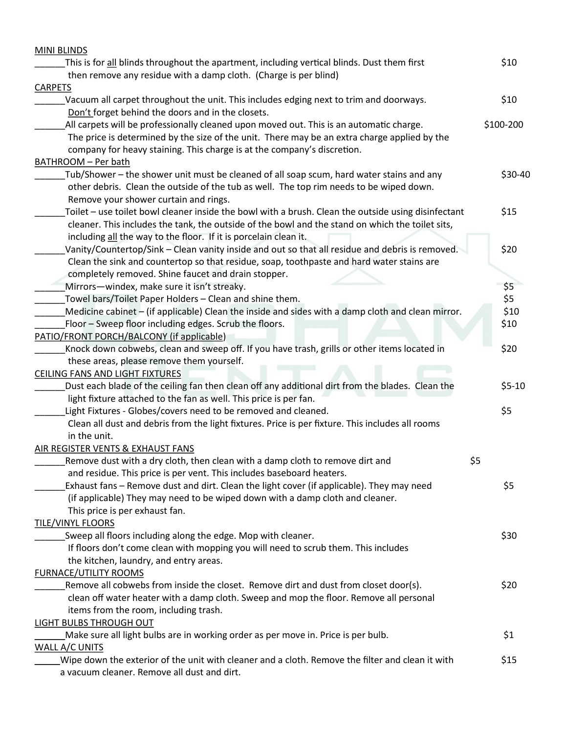<u>MINI BLINDS</u>

\_\_\_\_\_\_This is for <u>all</u> blinds throughout the apartment, including vertical blinds. Dust them first then remove any residue with a damp cloth. (Charge is per blind) — $10

<u>CARPETS</u>

\_\_\_\_\_\_Vacuum all carpet throughout the unit. This includes edging next to trim and doorways. <u>Don't</u> forget behind the doors and in the closets. — $10

\_\_\_\_\_\_All carpets will be professionally cleaned upon moved out. This is an automatic charge. The price is determined by the size of the unit. There may be an extra charge applied by the company for heavy staining. This charge is at the company's discretion. — $100-200

<u>BATHROOM – Per bath</u>

\_\_\_\_\_\_Tub/Shower – the shower unit must be cleaned of all soap scum, hard water stains and any other debris. Clean the outside of the tub as well. The top rim needs to be wiped down. Remove your shower curtain and rings. — $30-40

\_\_\_\_\_\_Toilet – use toilet bowl cleaner inside the bowl with a brush. Clean the outside using disinfectant cleaner. This includes the tank, the outside of the bowl and the stand on which the toilet sits, including <u>all</u> the way to the floor. If it is porcelain clean it. — $15

\_\_\_\_\_\_Vanity/Countertop/Sink – Clean vanity inside and out so that all residue and debris is removed. Clean the sink and countertop so that residue, soap, toothpaste and hard water stains are completely removed. Shine faucet and drain stopper. — $20

\_\_\_\_\_\_Mirrors—windex, make sure it isn't streaky. — $5

\_\_\_\_\_\_Towel bars/Toilet Paper Holders – Clean and shine them. — $5

\_\_\_\_\_\_Medicine cabinet – (if applicable) Clean the inside and sides with a damp cloth and clean mirror. — $10

\_\_\_\_\_\_Floor – Sweep floor including edges. Scrub the floors. — $10

<u>PATIO/FRONT PORCH/BALCONY (if applicable)</u>

\_\_\_\_\_\_Knock down cobwebs, clean and sweep off. If you have trash, grills or other items located in these areas, please remove them yourself. — $20

<u>CEILING FANS AND LIGHT FIXTURES</u>

\_\_\_\_\_\_Dust each blade of the ceiling fan then clean off any additional dirt from the blades. Clean the light fixture attached to the fan as well. This price is per fan. — $5-10

\_\_\_\_\_\_Light Fixtures - Globes/covers need to be removed and cleaned. Clean all dust and debris from the light fixtures. Price is per fixture. This includes all rooms in the unit. — $5

<u>AIR REGISTER VENTS & EXHAUST FANS</u>

\_\_\_\_\_\_Remove dust with a dry cloth, then clean with a damp cloth to remove dirt and and residue. This price is per vent. This includes baseboard heaters. — $5

\_\_\_\_\_\_Exhaust fans – Remove dust and dirt. Clean the light cover (if applicable). They may need (if applicable) They may need to be wiped down with a damp cloth and cleaner. This price is per exhaust fan. — $5

<u>TILE/VINYL FLOORS</u>

\_\_\_\_\_\_Sweep all floors including along the edge. Mop with cleaner. If floors don't come clean with mopping you will need to scrub them. This includes the kitchen, laundry, and entry areas. — $30

<u>FURNACE/UTILITY ROOMS</u>

\_\_\_\_\_\_Remove all cobwebs from inside the closet. Remove dirt and dust from closet door(s). clean off water heater with a damp cloth. Sweep and mop the floor. Remove all personal items from the room, including trash. — $20

<u>LIGHT BULBS THROUGH OUT</u>

\_\_\_\_\_\_Make sure all light bulbs are in working order as per move in. Price is per bulb. — $1

<u>WALL A/C UNITS</u>

\_\_\_\_\_Wipe down the exterior of the unit with cleaner and a cloth. Remove the filter and clean it with a vacuum cleaner. Remove all dust and dirt. — $15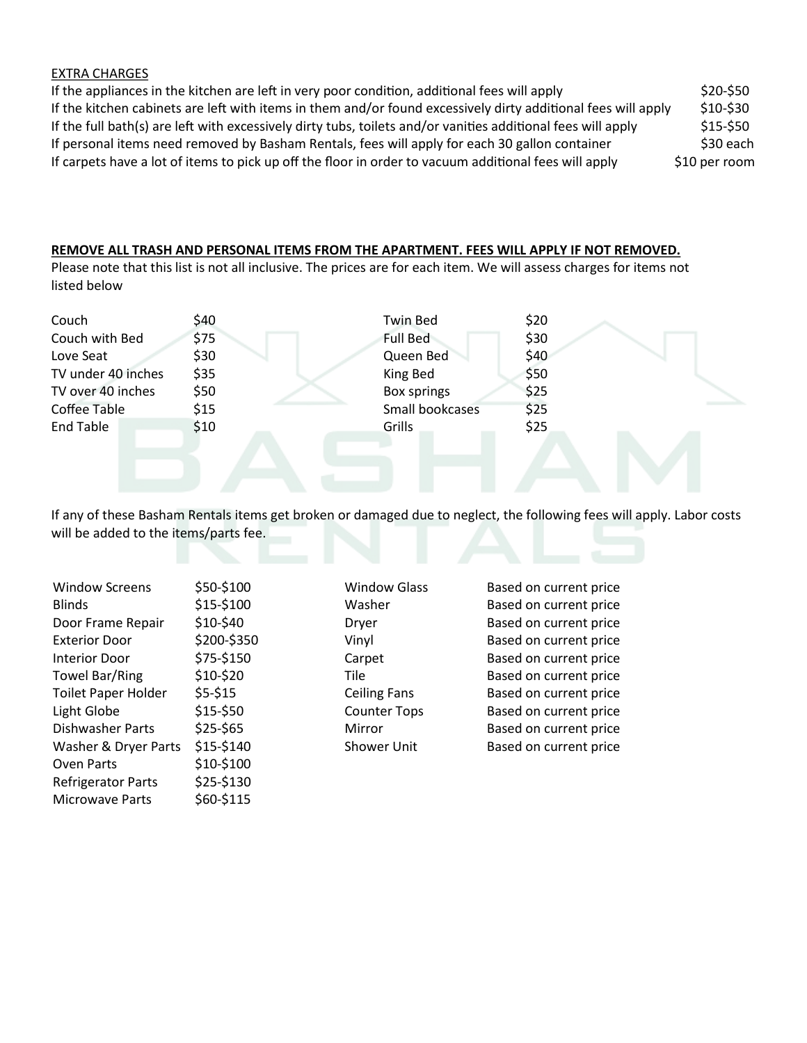EXTRA CHARGES

| | |
|---|---|
| If the appliances in the kitchen are left in very poor condition, additional fees will apply | \$20-\$50 |
| If the kitchen cabinets are left with items in them and/or found excessively dirty additional fees will apply | \$10-\$30 |
| If the full bath(s) are left with excessively dirty tubs, toilets and/or vanities additional fees will apply | \$15-\$50 |
| If personal items need removed by Basham Rentals, fees will apply for each 30 gallon container | \$30 each |
| If carpets have a lot of items to pick up off the floor in order to vacuum additional fees will apply | \$10 per room |

**REMOVE ALL TRASH AND PERSONAL ITEMS FROM THE APARTMENT. FEES WILL APPLY IF NOT REMOVED.**

Please note that this list is not all inclusive. The prices are for each item. We will assess charges for items not listed below

| | | | |
|---|---|---|---|
| Couch | \$40 | Twin Bed | \$20 |
| Couch with Bed | \$75 | Full Bed | \$30 |
| Love Seat | \$30 | Queen Bed | \$40 |
| TV under 40 inches | \$35 | King Bed | \$50 |
| TV over 40 inches | \$50 | Box springs | \$25 |
| Coffee Table | \$15 | Small bookcases | \$25 |
| End Table | \$10 | Grills | \$25 |

If any of these Basham Rentals items get broken or damaged due to neglect, the following fees will apply. Labor costs will be added to the items/parts fee.

| | | | |
|---|---|---|---|
| Window Screens | \$50-\$100 | Window Glass | Based on current price |
| Blinds | \$15-\$100 | Washer | Based on current price |
| Door Frame Repair | \$10-\$40 | Dryer | Based on current price |
| Exterior Door | \$200-\$350 | Vinyl | Based on current price |
| Interior Door | \$75-\$150 | Carpet | Based on current price |
| Towel Bar/Ring | \$10-\$20 | Tile | Based on current price |
| Toilet Paper Holder | \$5-\$15 | Ceiling Fans | Based on current price |
| Light Globe | \$15-\$50 | Counter Tops | Based on current price |
| Dishwasher Parts | \$25-\$65 | Mirror | Based on current price |
| Washer & Dryer Parts | \$15-\$140 | Shower Unit | Based on current price |
| Oven Parts | \$10-\$100 | | |
| Refrigerator Parts | \$25-\$130 | | |
| Microwave Parts | \$60-\$115 | | |